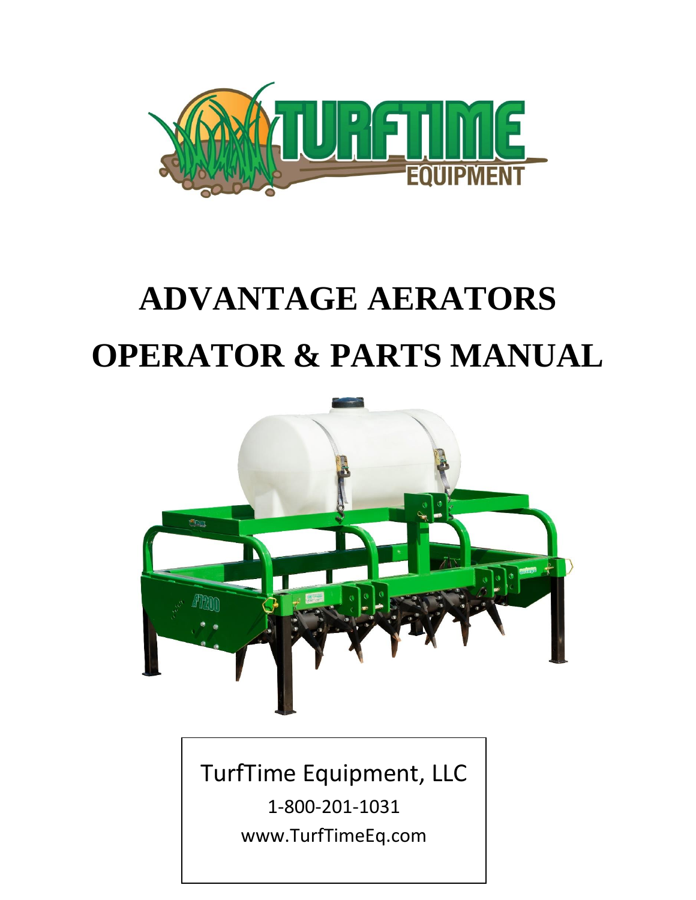# ADVANTAGE AERATORS

# OPERATOR & PARTS MANUAL

TurfTime Equipment, LLC

1-800-201-1031

www.TurfTimeEq.com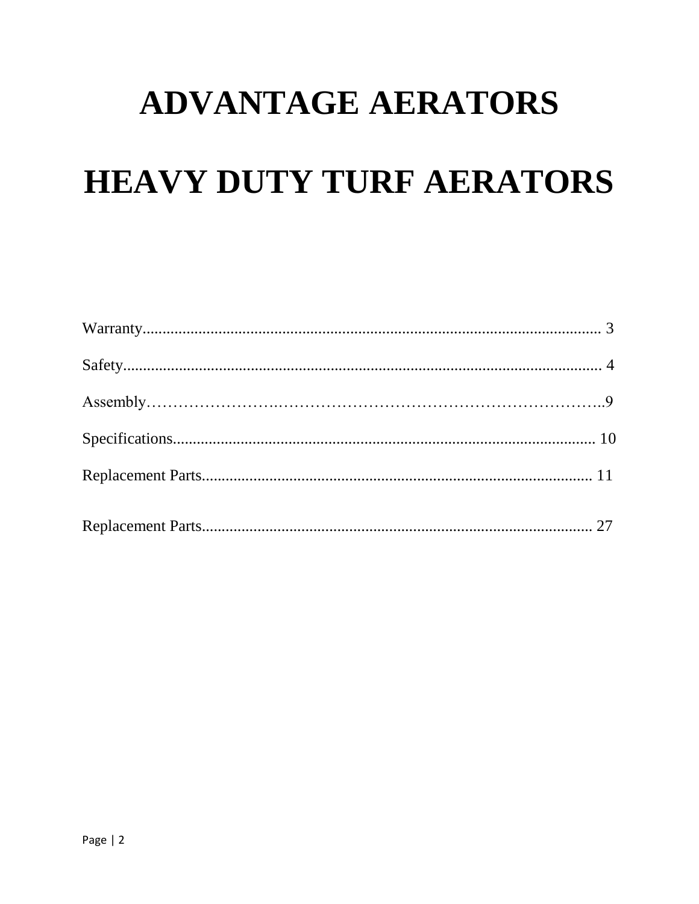# ADVANTAGE AERATORS

# HEAVY DUTY TURF AERATORS

Warranty...................................................................................................................... 3

Safety.......................................................................................................................... 4

Assembly……………………….……………………………………………………..9

Specifications............................................................................................................ 10

Replacement Parts.................................................................................................... 11

Replacement Parts.................................................................................................... 27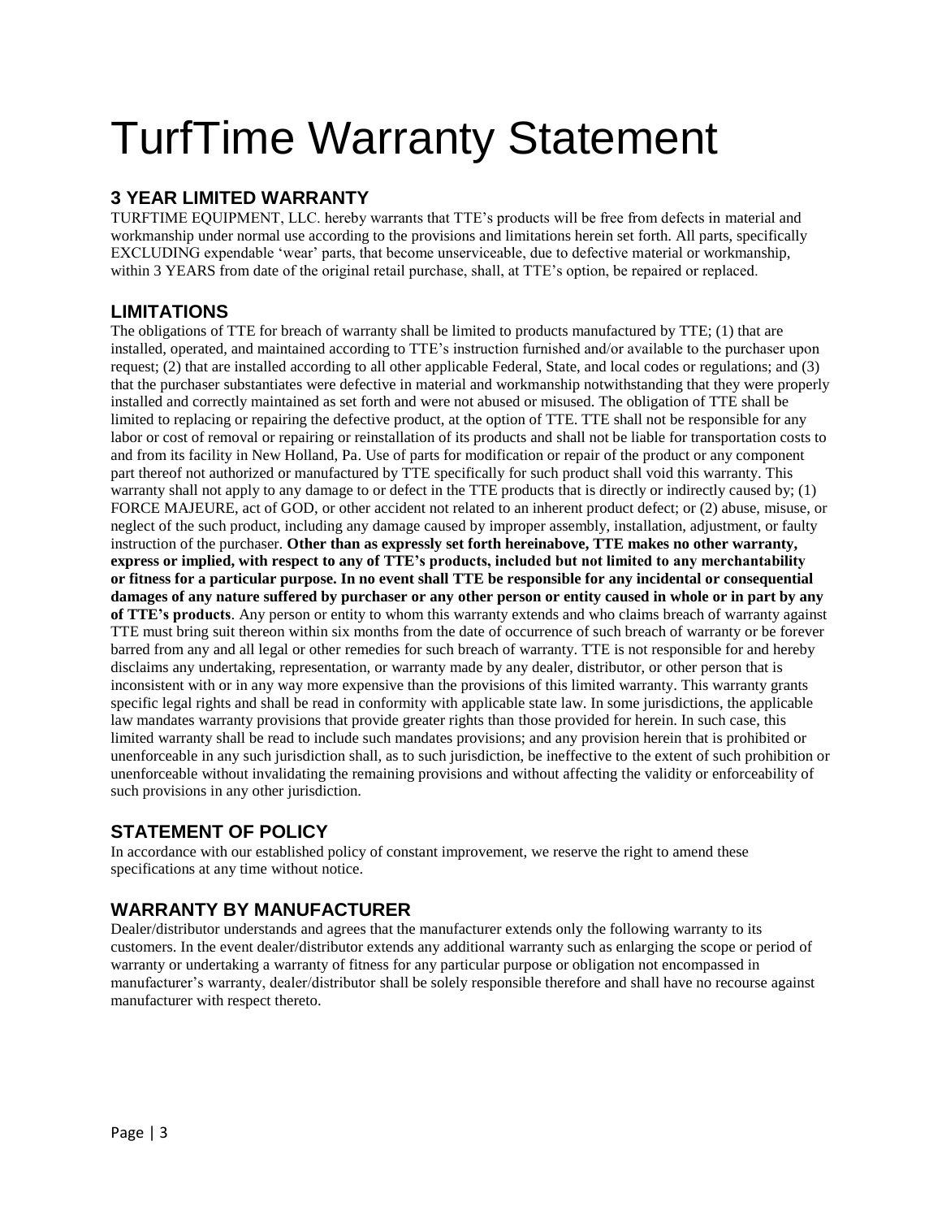# TurfTime Warranty Statement

## 3 YEAR LIMITED WARRANTY

TURFTIME EQUIPMENT, LLC. hereby warrants that TTE's products will be free from defects in material and workmanship under normal use according to the provisions and limitations herein set forth. All parts, specifically EXCLUDING expendable 'wear' parts, that become unserviceable, due to defective material or workmanship, within 3 YEARS from date of the original retail purchase, shall, at TTE's option, be repaired or replaced.

## LIMITATIONS

The obligations of TTE for breach of warranty shall be limited to products manufactured by TTE; (1) that are installed, operated, and maintained according to TTE's instruction furnished and/or available to the purchaser upon request; (2) that are installed according to all other applicable Federal, State, and local codes or regulations; and (3) that the purchaser substantiates were defective in material and workmanship notwithstanding that they were properly installed and correctly maintained as set forth and were not abused or misused. The obligation of TTE shall be limited to replacing or repairing the defective product, at the option of TTE. TTE shall not be responsible for any labor or cost of removal or repairing or reinstallation of its products and shall not be liable for transportation costs to and from its facility in New Holland, Pa. Use of parts for modification or repair of the product or any component part thereof not authorized or manufactured by TTE specifically for such product shall void this warranty. This warranty shall not apply to any damage to or defect in the TTE products that is directly or indirectly caused by; (1) FORCE MAJEURE, act of GOD, or other accident not related to an inherent product defect; or (2) abuse, misuse, or neglect of the such product, including any damage caused by improper assembly, installation, adjustment, or faulty instruction of the purchaser. **Other than as expressly set forth hereinabove, TTE makes no other warranty, express or implied, with respect to any of TTE's products, included but not limited to any merchantability or fitness for a particular purpose. In no event shall TTE be responsible for any incidental or consequential damages of any nature suffered by purchaser or any other person or entity caused in whole or in part by any of TTE's products**. Any person or entity to whom this warranty extends and who claims breach of warranty against TTE must bring suit thereon within six months from the date of occurrence of such breach of warranty or be forever barred from any and all legal or other remedies for such breach of warranty. TTE is not responsible for and hereby disclaims any undertaking, representation, or warranty made by any dealer, distributor, or other person that is inconsistent with or in any way more expensive than the provisions of this limited warranty. This warranty grants specific legal rights and shall be read in conformity with applicable state law. In some jurisdictions, the applicable law mandates warranty provisions that provide greater rights than those provided for herein. In such case, this limited warranty shall be read to include such mandates provisions; and any provision herein that is prohibited or unenforceable in any such jurisdiction shall, as to such jurisdiction, be ineffective to the extent of such prohibition or unenforceable without invalidating the remaining provisions and without affecting the validity or enforceability of such provisions in any other jurisdiction.

## STATEMENT OF POLICY

In accordance with our established policy of constant improvement, we reserve the right to amend these specifications at any time without notice.

## WARRANTY BY MANUFACTURER

Dealer/distributor understands and agrees that the manufacturer extends only the following warranty to its customers. In the event dealer/distributor extends any additional warranty such as enlarging the scope or period of warranty or undertaking a warranty of fitness for any particular purpose or obligation not encompassed in manufacturer's warranty, dealer/distributor shall be solely responsible therefore and shall have no recourse against manufacturer with respect thereto.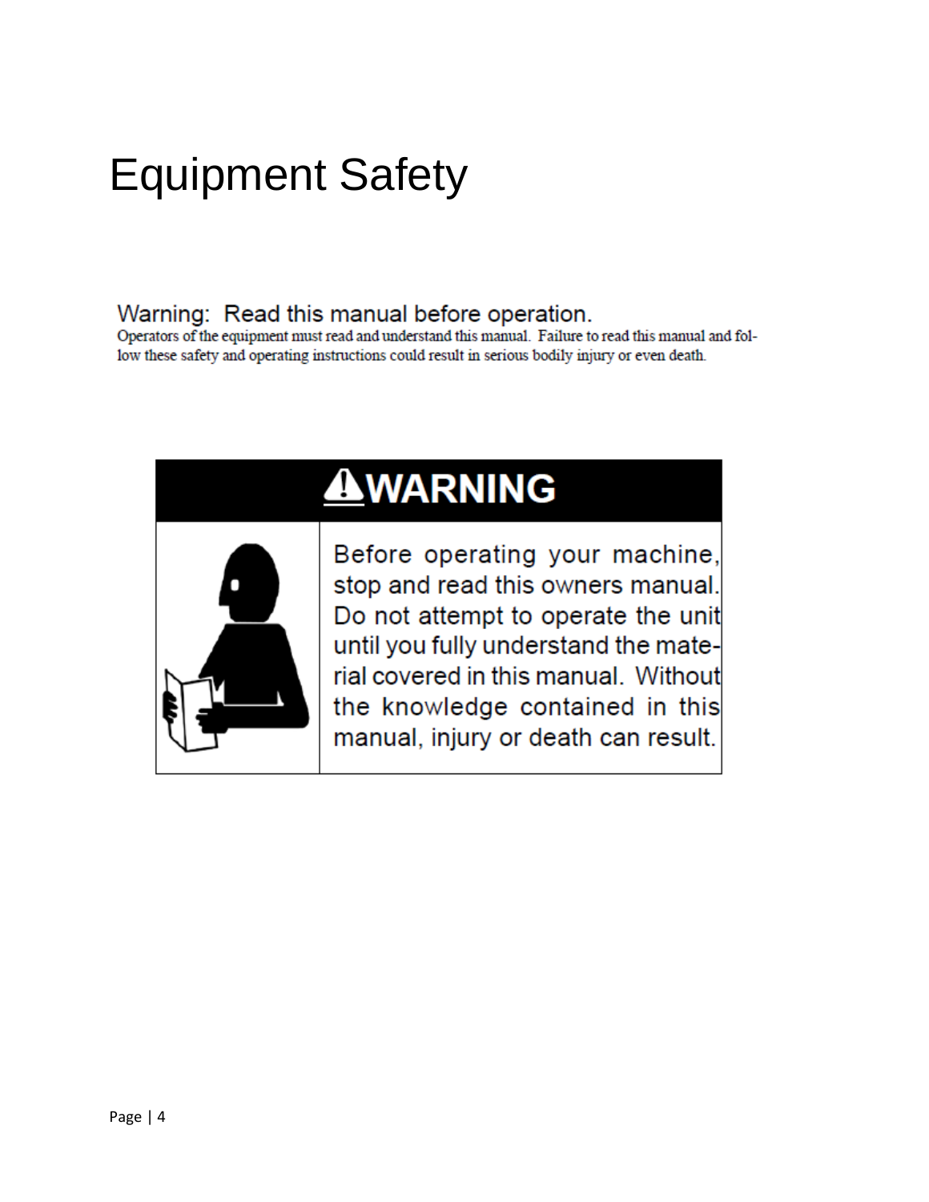# Equipment Safety

## Warning: Read this manual before operation.

Operators of the equipment must read and understand this manual. Failure to read this manual and follow these safety and operating instructions could result in serious bodily injury or even death.

**⚠WARNING**

Before operating your machine, stop and read this owners manual. Do not attempt to operate the unit until you fully understand the material covered in this manual. Without the knowledge contained in this manual, injury or death can result.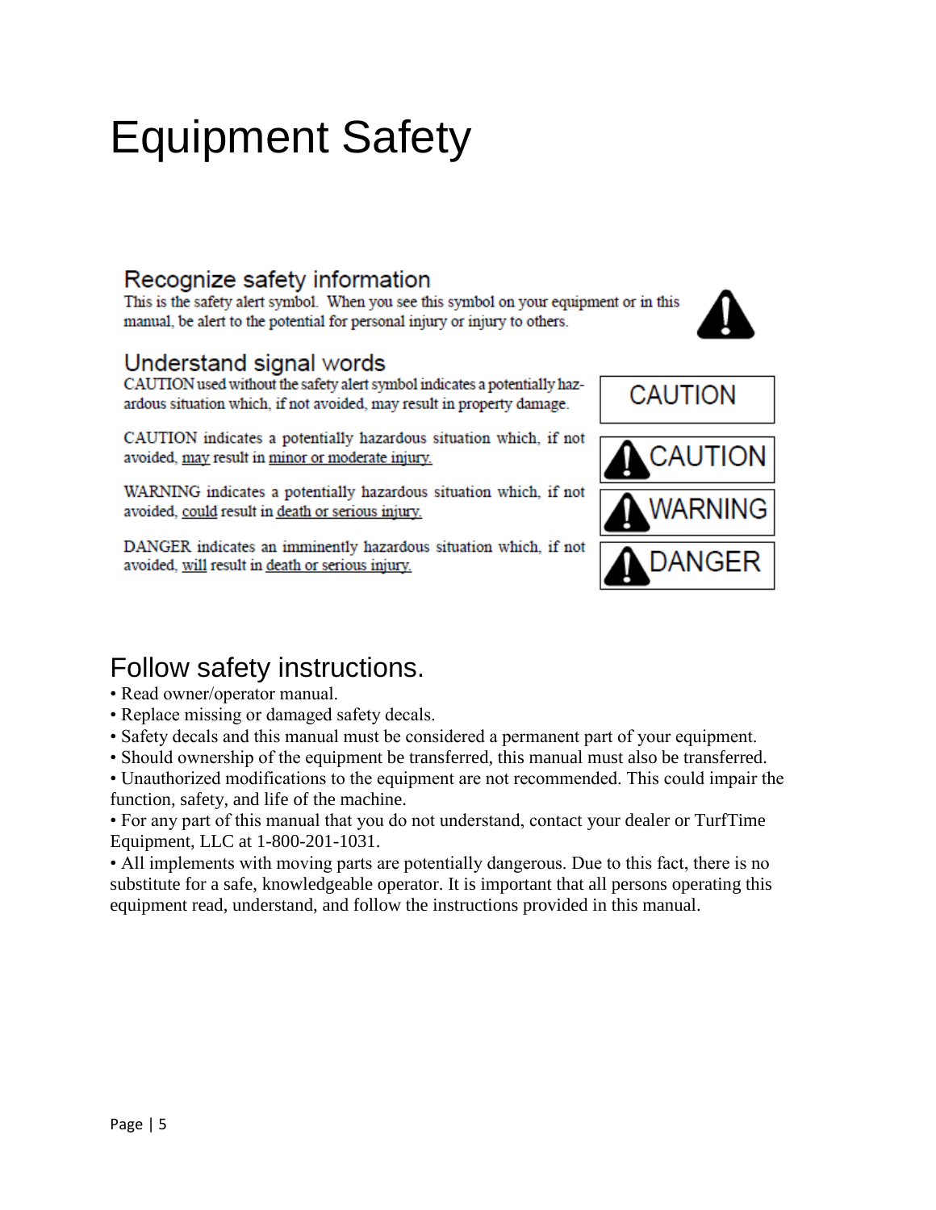# Equipment Safety

## Recognize safety information

This is the safety alert symbol. When you see this symbol on your equipment or in this manual, be alert to the potential for personal injury or injury to others.

## Understand signal words

CAUTION used without the safety alert symbol indicates a potentially hazardous situation which, if not avoided, may result in property damage.

**CAUTION**

CAUTION indicates a potentially hazardous situation which, if not avoided, may result in minor or moderate injury.

**⚠ CAUTION**

WARNING indicates a potentially hazardous situation which, if not avoided, could result in death or serious injury.

**⚠ WARNING**

DANGER indicates an imminently hazardous situation which, if not avoided, will result in death or serious injury.

**⚠ DANGER**

## Follow safety instructions.

- Read owner/operator manual.
- Replace missing or damaged safety decals.
- Safety decals and this manual must be considered a permanent part of your equipment.
- Should ownership of the equipment be transferred, this manual must also be transferred.
- Unauthorized modifications to the equipment are not recommended. This could impair the function, safety, and life of the machine.
- For any part of this manual that you do not understand, contact your dealer or TurfTime Equipment, LLC at 1-800-201-1031.
- All implements with moving parts are potentially dangerous. Due to this fact, there is no substitute for a safe, knowledgeable operator. It is important that all persons operating this equipment read, understand, and follow the instructions provided in this manual.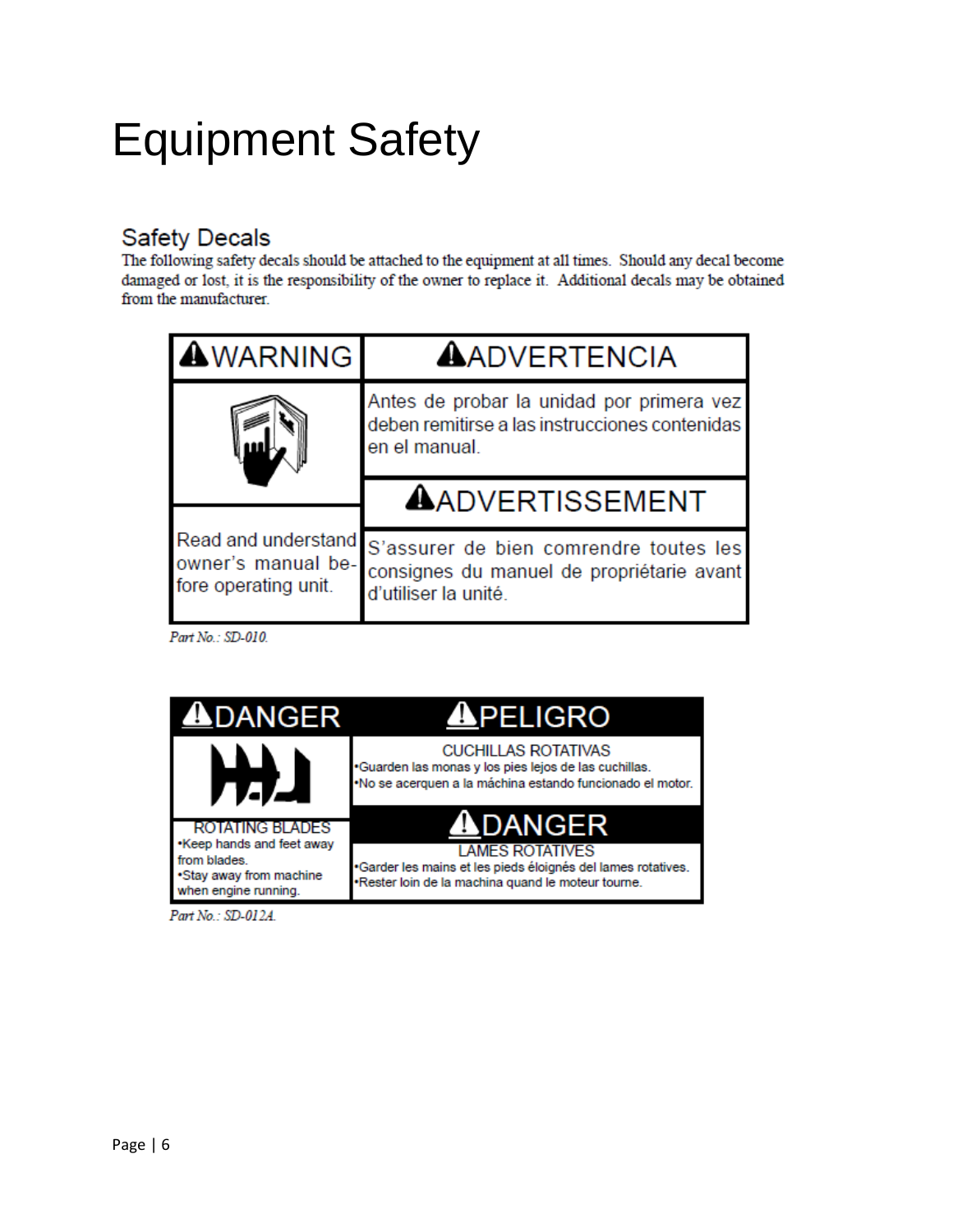# Equipment Safety

## Safety Decals

The following safety decals should be attached to the equipment at all times. Should any decal become damaged or lost, it is the responsibility of the owner to replace it. Additional decals may be obtained from the manufacturer.

| ⚠WARNING | ⚠ADVERTENCIA |
|---|---|
| | Antes de probar la unidad por primera vez deben remitirse a las instrucciones contenidas en el manual. |
| | ⚠ADVERTISSEMENT |
| Read and understand owner's manual before operating unit. | S'assurer de bien comrendre toutes les consignes du manuel de propriétarie avant d'utiliser la unité. |

*Part No.: SD-010.*

| ⚠DANGER | ⚠PELIGRO |
|---|---|
| | CUCHILLAS ROTATIVAS<br>•Guarden las monas y los pies lejos de las cuchillas.<br>•No se acerquen a la máchina estando funcionado el motor. |
| ROTATING BLADES<br>•Keep hands and feet away from blades.<br>•Stay away from machine when engine running. | ⚠DANGER<br>LAMES ROTATIVES<br>•Garder les mains et les pieds éloignés del lames rotatives.<br>•Rester loin de la machina quand le moteur tourne. |

*Part No.: SD-012A.*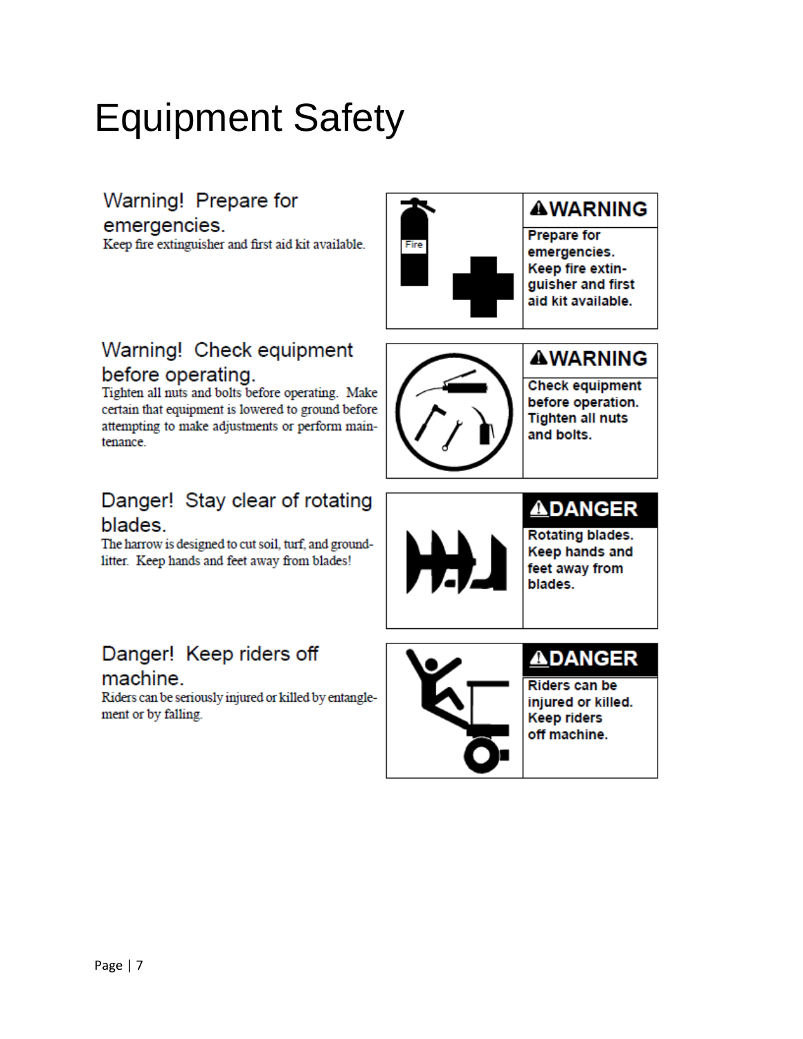# Equipment Safety

### Warning! Prepare for emergencies.

Keep fire extinguisher and first aid kit available.

**⚠WARNING**

**Prepare for emergencies. Keep fire extinguisher and first aid kit available.**

### Warning! Check equipment before operating.

Tighten all nuts and bolts before operating. Make certain that equipment is lowered to ground before attempting to make adjustments or perform maintenance.

**⚠WARNING**

**Check equipment before operation. Tighten all nuts and bolts.**

### Danger! Stay clear of rotating blades.

The harrow is designed to cut soil, turf, and ground-litter. Keep hands and feet away from blades!

**⚠DANGER**

**Rotating blades. Keep hands and feet away from blades.**

### Danger! Keep riders off machine.

Riders can be seriously injured or killed by entanglement or by falling.

**⚠DANGER**

**Riders can be injured or killed. Keep riders off machine.**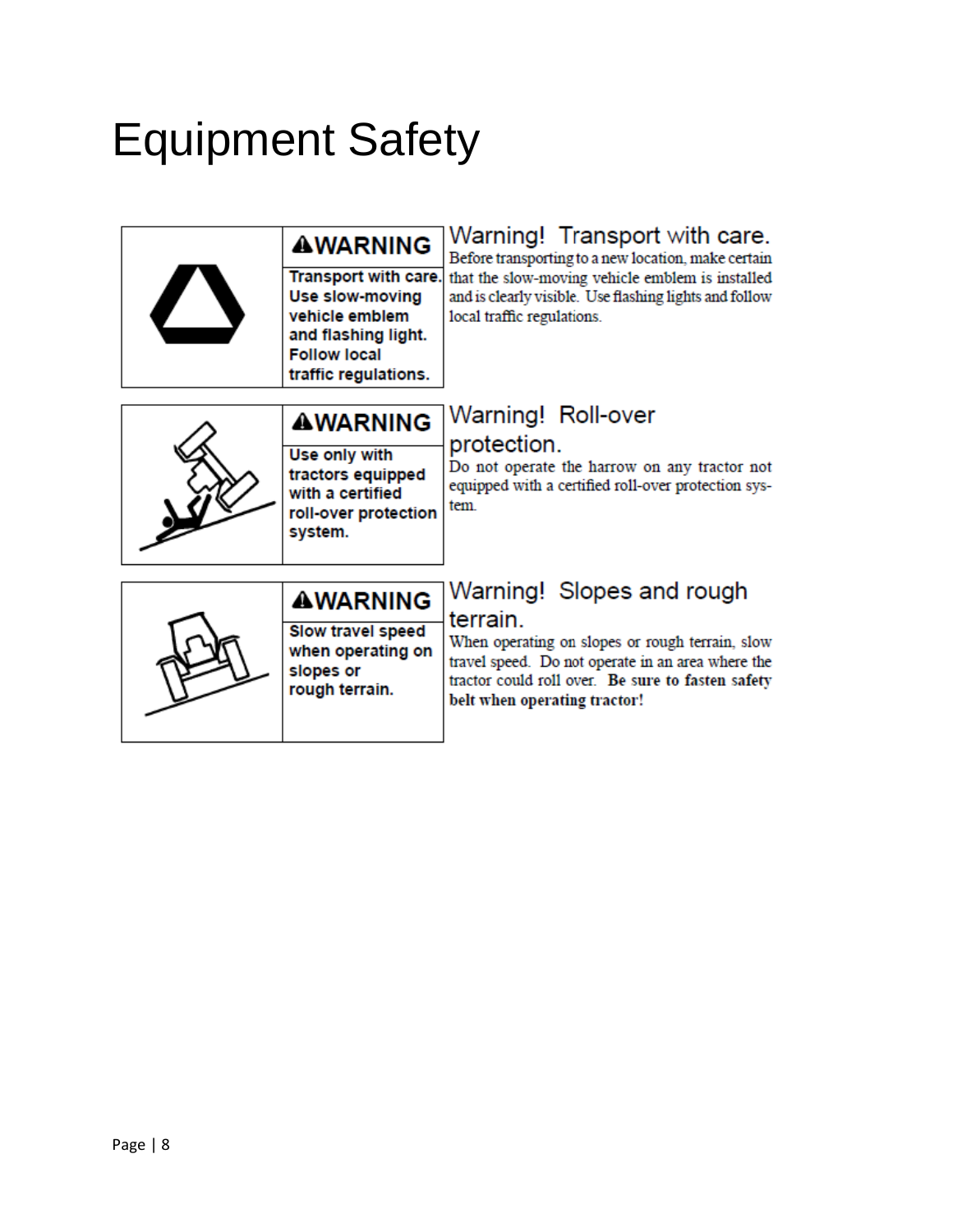# Equipment Safety

**⚠WARNING**

**Transport with care. Use slow-moving vehicle emblem and flashing light. Follow local traffic regulations.**

## Warning! Transport with care.

Before transporting to a new location, make certain that the slow-moving vehicle emblem is installed and is clearly visible. Use flashing lights and follow local traffic regulations.

**⚠WARNING**

**Use only with tractors equipped with a certified roll-over protection system.**

## Warning! Roll-over protection.

Do not operate the harrow on any tractor not equipped with a certified roll-over protection system.

**⚠WARNING**

**Slow travel speed when operating on slopes or rough terrain.**

## Warning! Slopes and rough terrain.

When operating on slopes or rough terrain, slow travel speed. Do not operate in an area where the tractor could roll over. **Be sure to fasten safety belt when operating tractor!**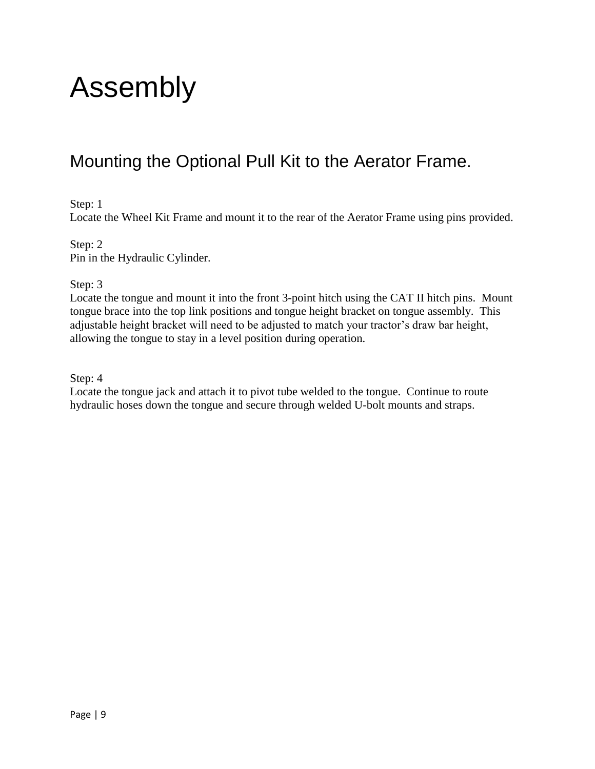# Assembly

## Mounting the Optional Pull Kit to the Aerator Frame.

Step: 1
Locate the Wheel Kit Frame and mount it to the rear of the Aerator Frame using pins provided.

Step: 2
Pin in the Hydraulic Cylinder.

Step: 3
Locate the tongue and mount it into the front 3-point hitch using the CAT II hitch pins. Mount tongue brace into the top link positions and tongue height bracket on tongue assembly. This adjustable height bracket will need to be adjusted to match your tractor's draw bar height, allowing the tongue to stay in a level position during operation.

Step: 4
Locate the tongue jack and attach it to pivot tube welded to the tongue. Continue to route hydraulic hoses down the tongue and secure through welded U-bolt mounts and straps.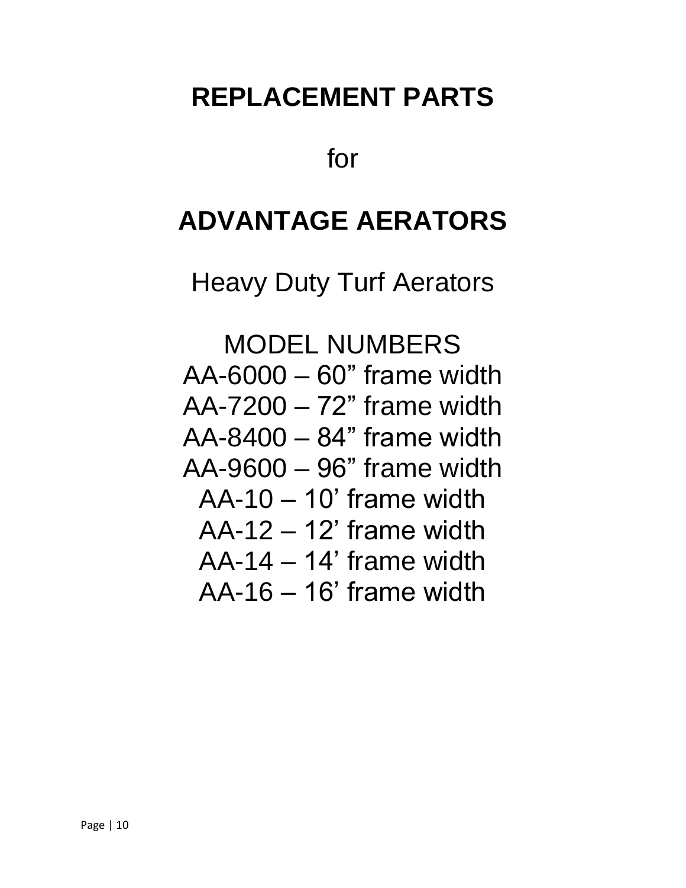# REPLACEMENT PARTS

for

# ADVANTAGE AERATORS

Heavy Duty Turf Aerators

MODEL NUMBERS

AA-6000 – 60” frame width

AA-7200 – 72” frame width

AA-8400 – 84” frame width

AA-9600 – 96” frame width

AA-10 – 10’ frame width

AA-12 – 12’ frame width

AA-14 – 14’ frame width

AA-16 – 16’ frame width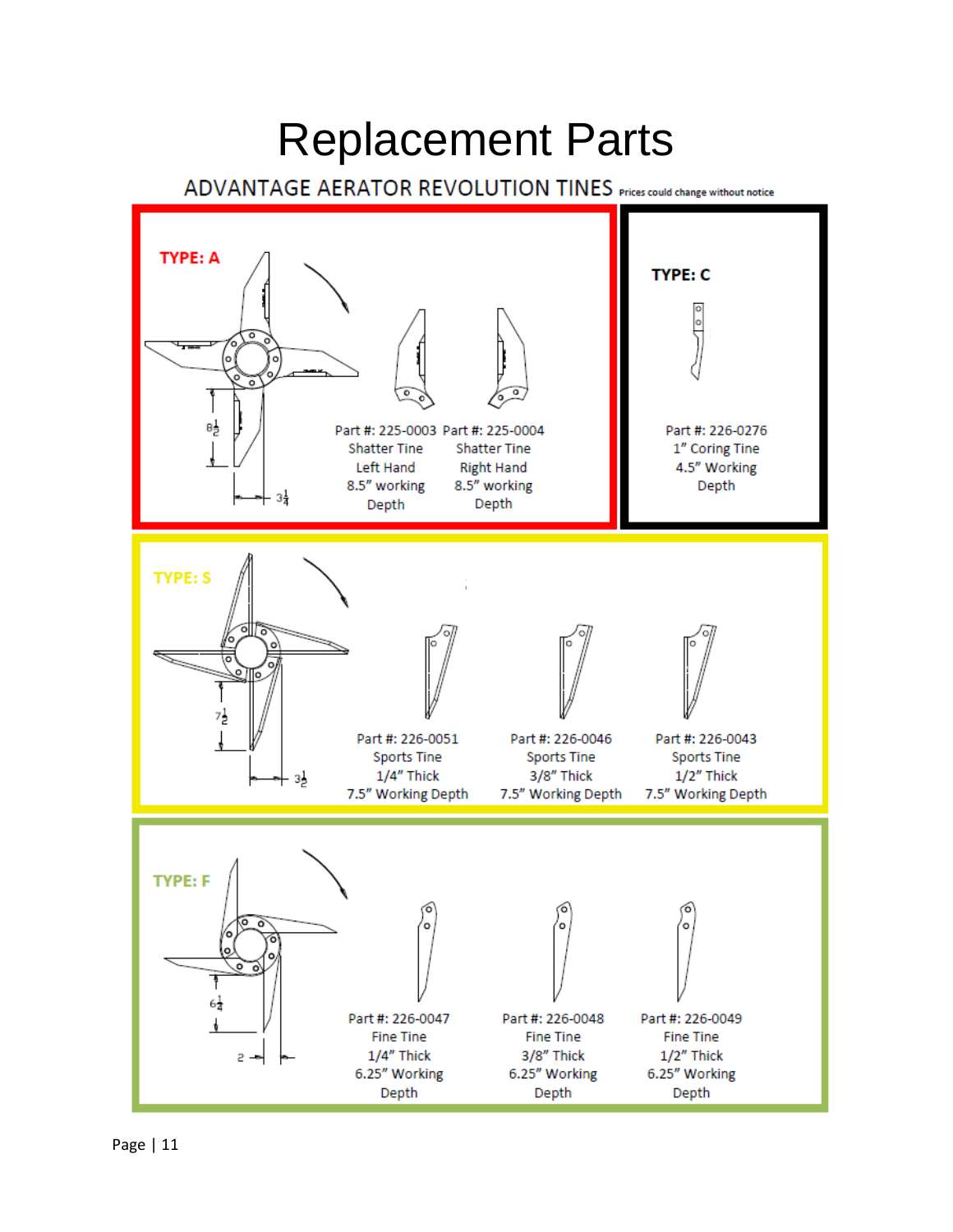# Replacement Parts

## ADVANTAGE AERATOR REVOLUTION TINES

Prices could change without notice

### TYPE: A

$8\frac{1}{2}$

$3\frac{1}{4}$

Part #: 225-0003
Shatter Tine
Left Hand
8.5" working
Depth

Part #: 225-0004
Shatter Tine
Right Hand
8.5" working
Depth

### TYPE: C

Part #: 226-0276
1" Coring Tine
4.5" Working
Depth

### TYPE: S

$7\frac{1}{2}$

$3\frac{1}{2}$

Part #: 226-0051
Sports Tine
1/4" Thick
7.5" Working Depth

Part #: 226-0046
Sports Tine
3/8" Thick
7.5" Working Depth

Part #: 226-0043
Sports Tine
1/2" Thick
7.5" Working Depth

### TYPE: F

$6\frac{1}{4}$

2

Part #: 226-0047
Fine Tine
1/4" Thick
6.25" Working
Depth

Part #: 226-0048
Fine Tine
3/8" Thick
6.25" Working
Depth

Part #: 226-0049
Fine Tine
1/2" Thick
6.25" Working
Depth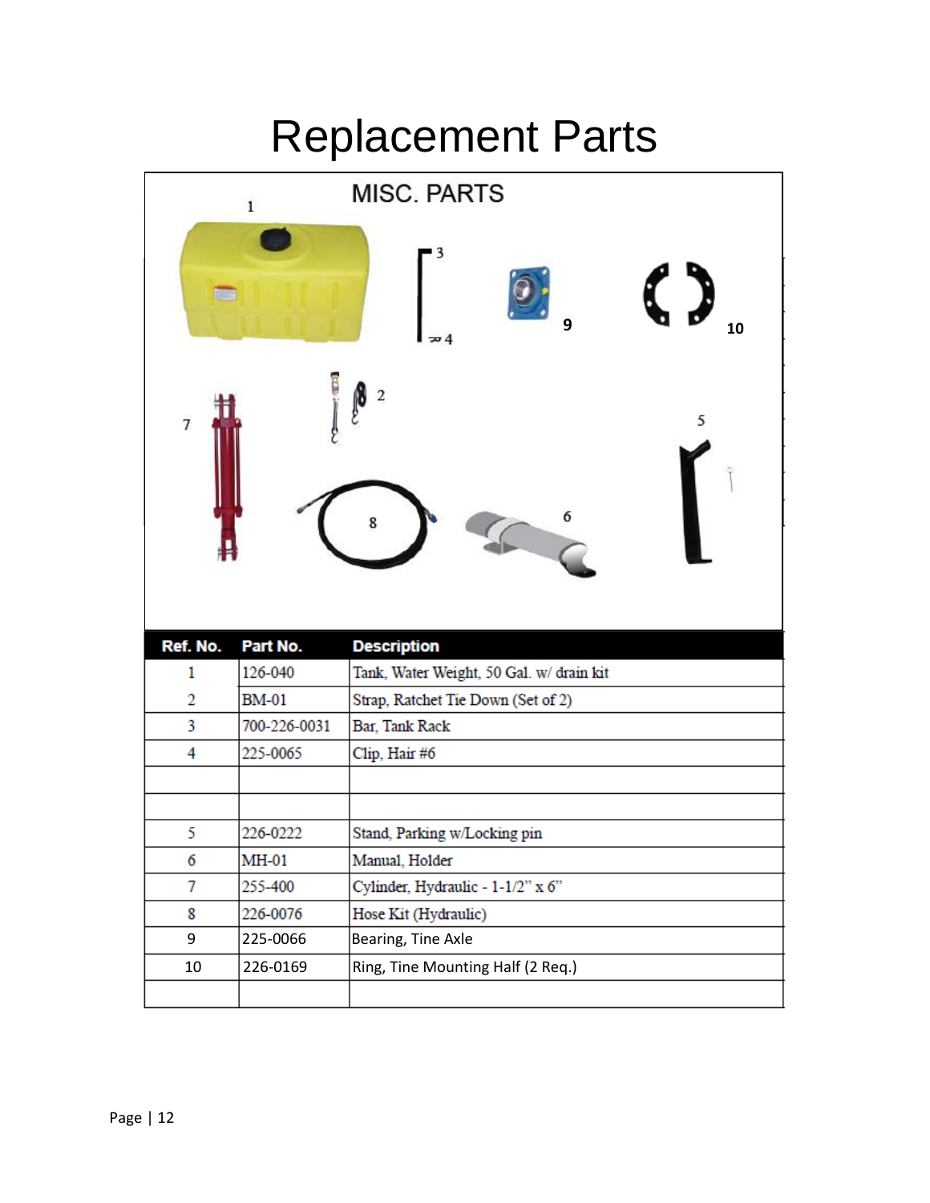# Replacement Parts

## MISC. PARTS

| Ref. No. | Part No. | Description |
|---|---|---|
| 1 | 126-040 | Tank, Water Weight, 50 Gal. w/ drain kit |
| 2 | BM-01 | Strap, Ratchet Tie Down (Set of 2) |
| 3 | 700-226-0031 | Bar, Tank Rack |
| 4 | 225-0065 | Clip, Hair #6 |
| | | |
| | | |
| 5 | 226-0222 | Stand, Parking w/Locking pin |
| 6 | MH-01 | Manual, Holder |
| 7 | 255-400 | Cylinder, Hydraulic - 1-1/2" x 6" |
| 8 | 226-0076 | Hose Kit (Hydraulic) |
| 9 | 225-0066 | Bearing, Tine Axle |
| 10 | 226-0169 | Ring, Tine Mounting Half (2 Req.) |
| | | |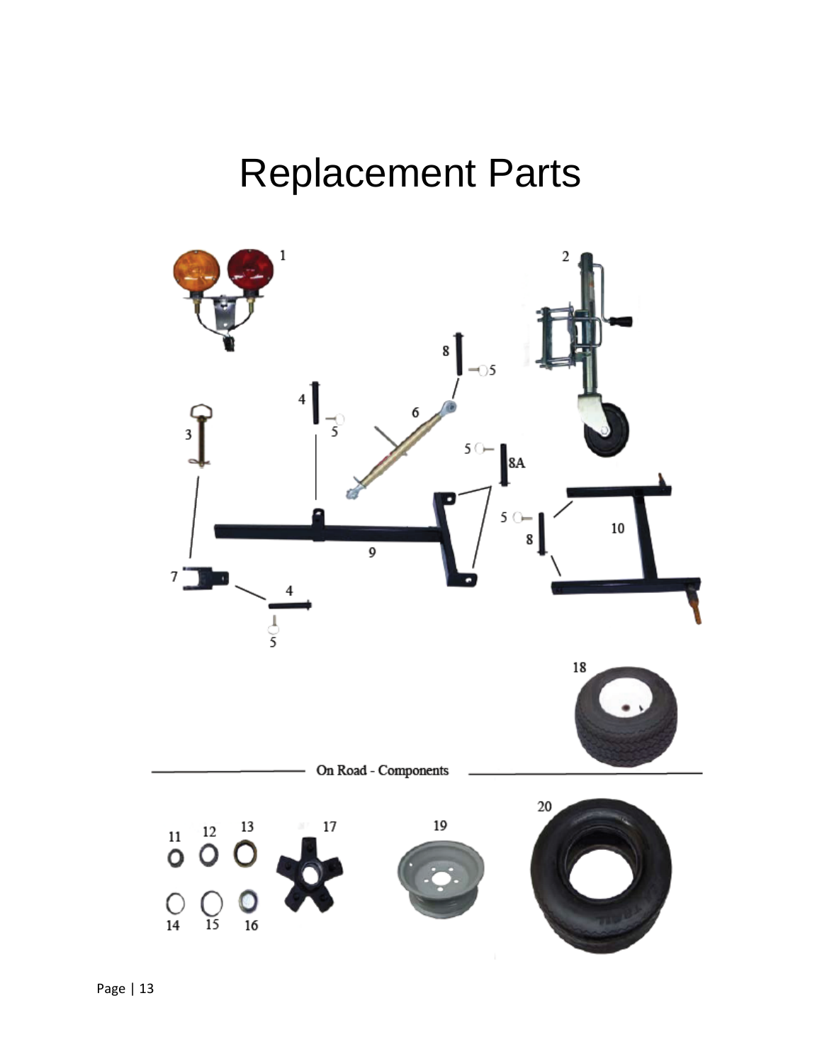# Replacement Parts

On Road - Components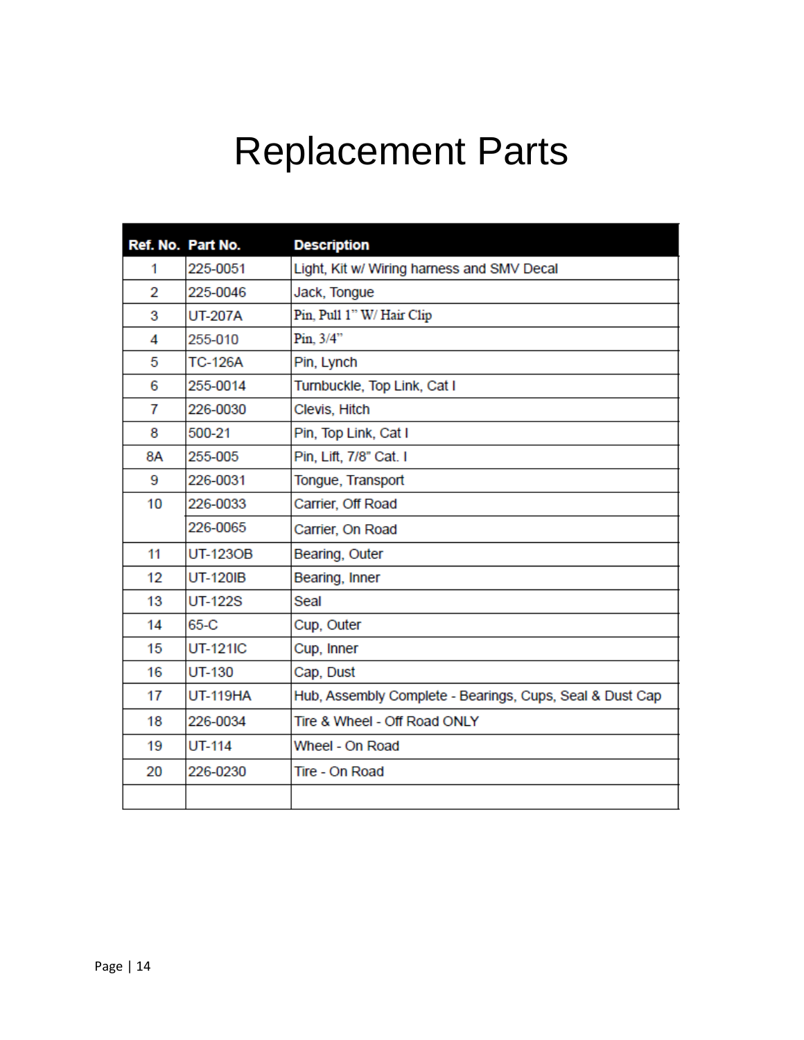# Replacement Parts

| Ref. No. | Part No. | Description |
|---|---|---|
| 1 | 225-0051 | Light, Kit w/ Wiring harness and SMV Decal |
| 2 | 225-0046 | Jack, Tongue |
| 3 | UT-207A | Pin, Pull 1" W/ Hair Clip |
| 4 | 255-010 | Pin, 3/4" |
| 5 | TC-126A | Pin, Lynch |
| 6 | 255-0014 | Turnbuckle, Top Link, Cat I |
| 7 | 226-0030 | Clevis, Hitch |
| 8 | 500-21 | Pin, Top Link, Cat I |
| 8A | 255-005 | Pin, Lift, 7/8" Cat. I |
| 9 | 226-0031 | Tongue, Transport |
| 10 | 226-0033 | Carrier, Off Road |
| | 226-0065 | Carrier, On Road |
| 11 | UT-123OB | Bearing, Outer |
| 12 | UT-120IB | Bearing, Inner |
| 13 | UT-122S | Seal |
| 14 | 65-C | Cup, Outer |
| 15 | UT-121IC | Cup, Inner |
| 16 | UT-130 | Cap, Dust |
| 17 | UT-119HA | Hub, Assembly Complete - Bearings, Cups, Seal & Dust Cap |
| 18 | 226-0034 | Tire & Wheel - Off Road ONLY |
| 19 | UT-114 | Wheel - On Road |
| 20 | 226-0230 | Tire - On Road |
| | | |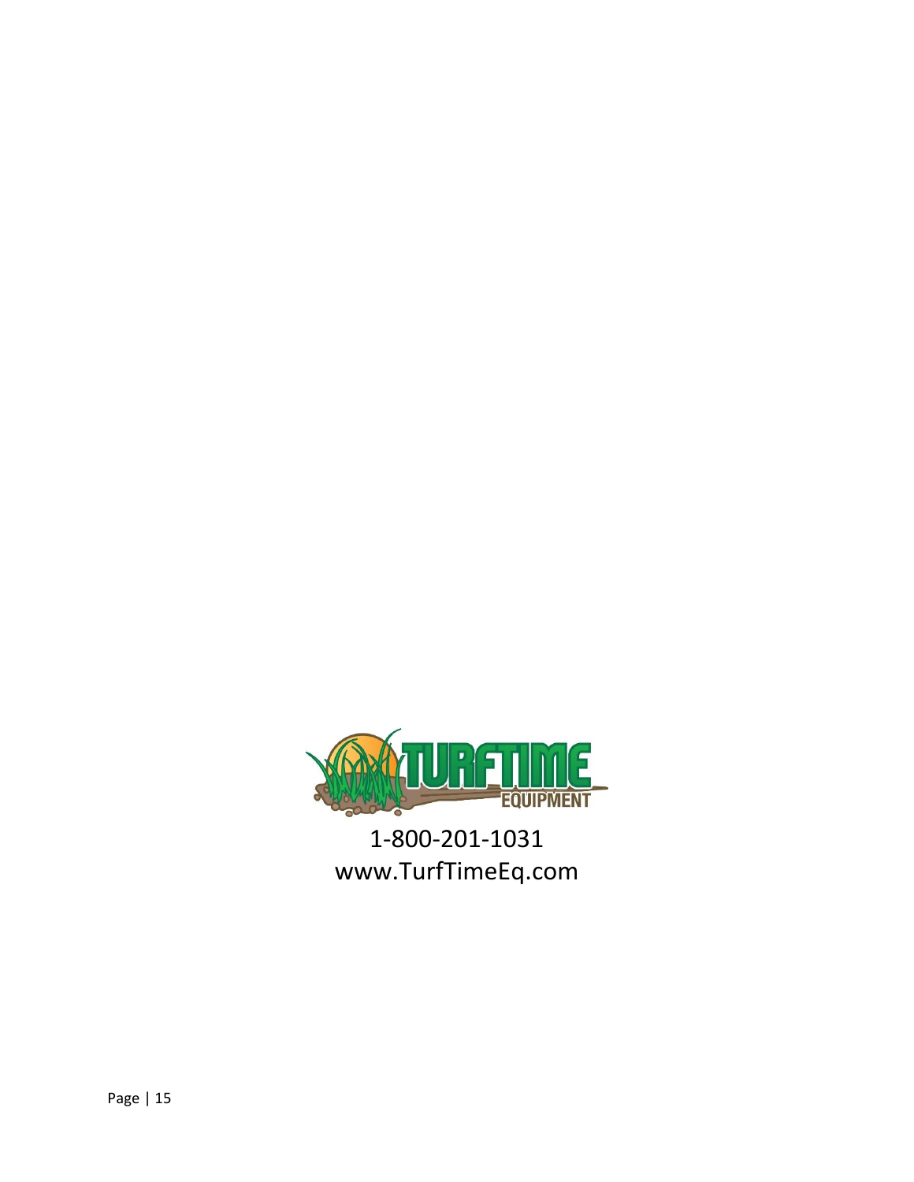TURFTIME EQUIPMENT

1-800-201-1031
www.TurfTimeEq.com